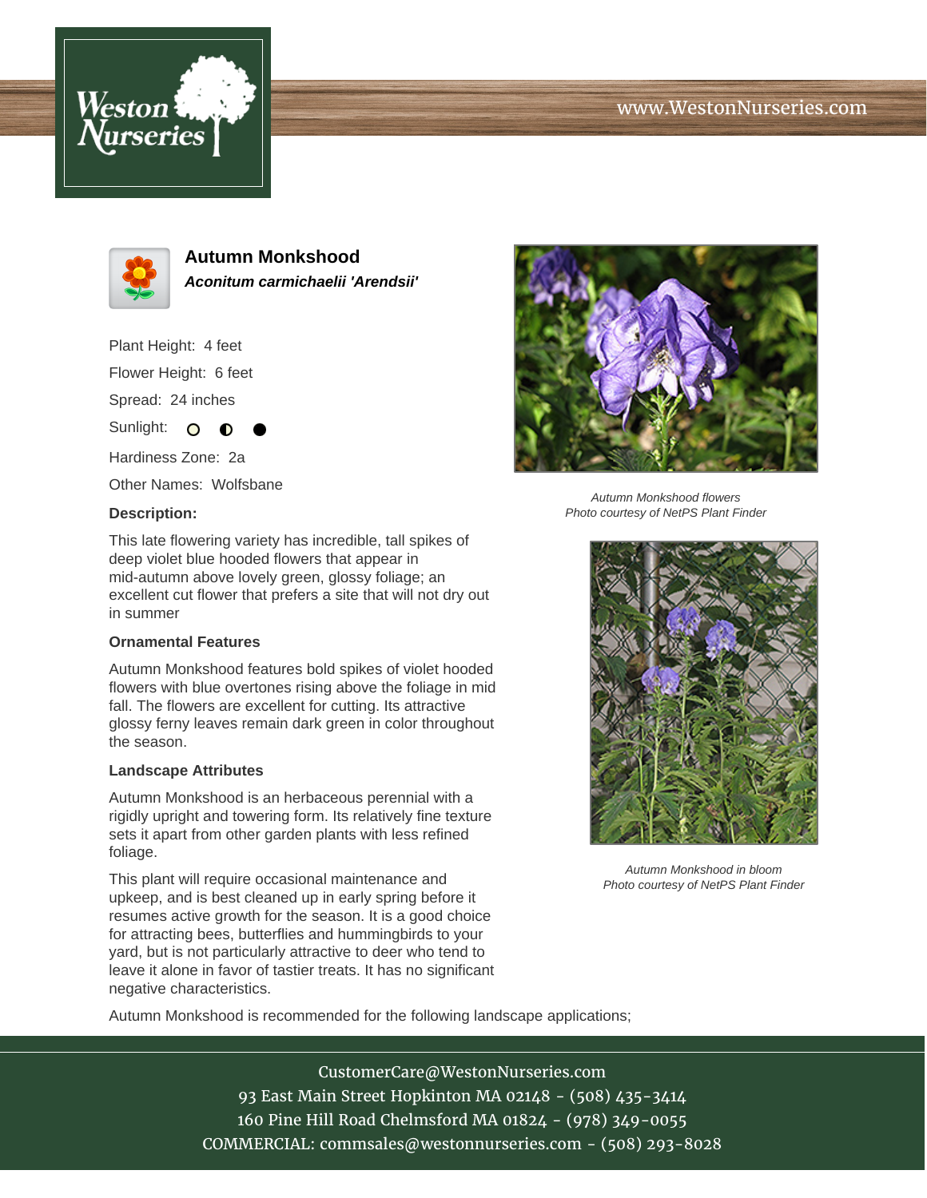# Autumn Monkshood

***Aconitum carmichaelii 'Arendsii'***

Plant Height: 4 feet

Flower Height: 6 feet

Spread: 24 inches

Sunlight: ○ ◐ ●

Hardiness Zone: 2a

Other Names: Wolfsbane

**Description:**

This late flowering variety has incredible, tall spikes of deep violet blue hooded flowers that appear in mid-autumn above lovely green, glossy foliage; an excellent cut flower that prefers a site that will not dry out in summer

### Ornamental Features

Autumn Monkshood features bold spikes of violet hooded flowers with blue overtones rising above the foliage in mid fall. The flowers are excellent for cutting. Its attractive glossy ferny leaves remain dark green in color throughout the season.

### Landscape Attributes

Autumn Monkshood is an herbaceous perennial with a rigidly upright and towering form. Its relatively fine texture sets it apart from other garden plants with less refined foliage.

This plant will require occasional maintenance and upkeep, and is best cleaned up in early spring before it resumes active growth for the season. It is a good choice for attracting bees, butterflies and hummingbirds to your yard, but is not particularly attractive to deer who tend to leave it alone in favor of tastier treats. It has no significant negative characteristics.

Autumn Monkshood is recommended for the following landscape applications;

*Autumn Monkshood flowers*
*Photo courtesy of NetPS Plant Finder*

*Autumn Monkshood in bloom*
*Photo courtesy of NetPS Plant Finder*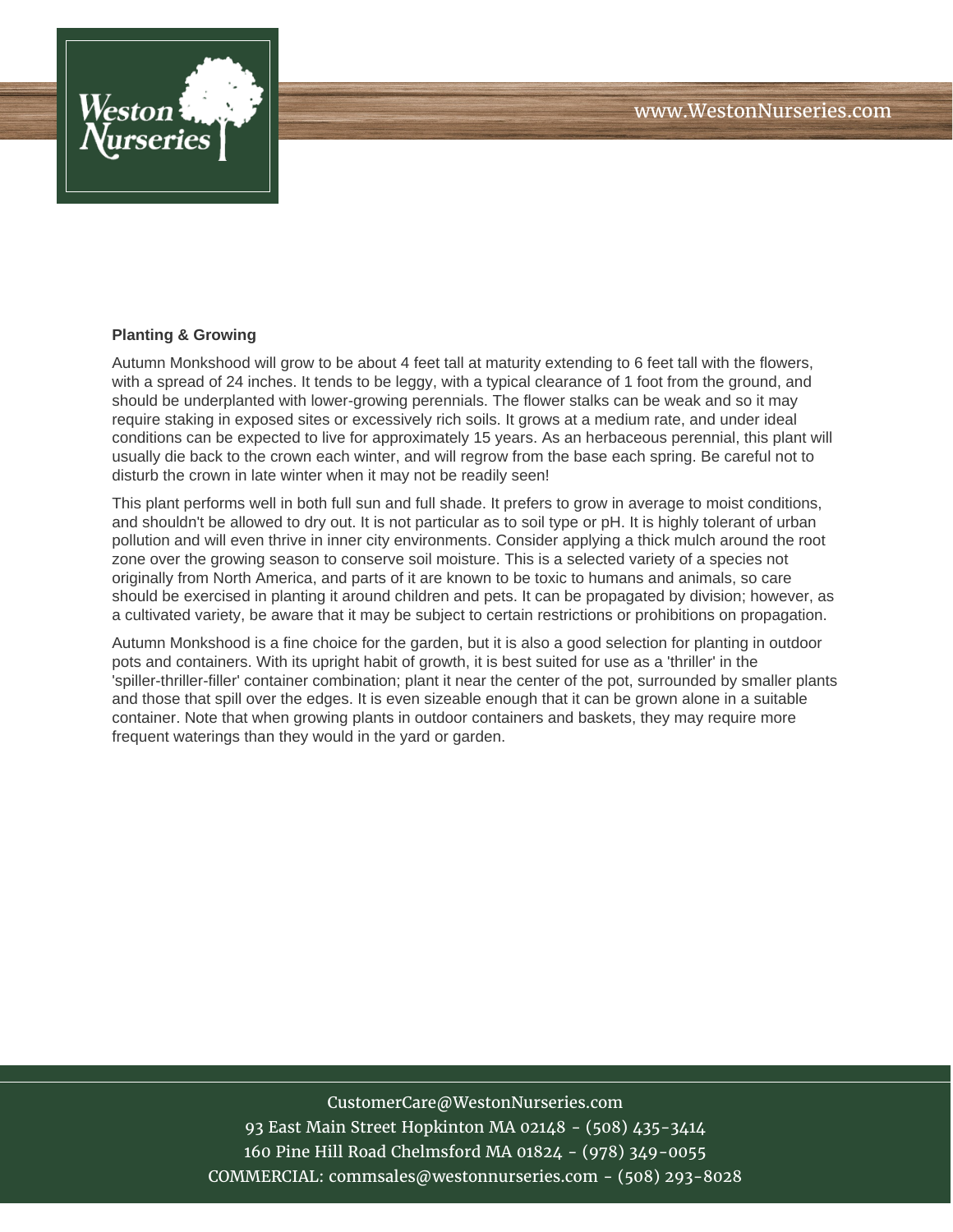**Planting & Growing**

Autumn Monkshood will grow to be about 4 feet tall at maturity extending to 6 feet tall with the flowers, with a spread of 24 inches. It tends to be leggy, with a typical clearance of 1 foot from the ground, and should be underplanted with lower-growing perennials. The flower stalks can be weak and so it may require staking in exposed sites or excessively rich soils. It grows at a medium rate, and under ideal conditions can be expected to live for approximately 15 years. As an herbaceous perennial, this plant will usually die back to the crown each winter, and will regrow from the base each spring. Be careful not to disturb the crown in late winter when it may not be readily seen!

This plant performs well in both full sun and full shade. It prefers to grow in average to moist conditions, and shouldn't be allowed to dry out. It is not particular as to soil type or pH. It is highly tolerant of urban pollution and will even thrive in inner city environments. Consider applying a thick mulch around the root zone over the growing season to conserve soil moisture. This is a selected variety of a species not originally from North America, and parts of it are known to be toxic to humans and animals, so care should be exercised in planting it around children and pets. It can be propagated by division; however, as a cultivated variety, be aware that it may be subject to certain restrictions or prohibitions on propagation.

Autumn Monkshood is a fine choice for the garden, but it is also a good selection for planting in outdoor pots and containers. With its upright habit of growth, it is best suited for use as a 'thriller' in the 'spiller-thriller-filler' container combination; plant it near the center of the pot, surrounded by smaller plants and those that spill over the edges. It is even sizeable enough that it can be grown alone in a suitable container. Note that when growing plants in outdoor containers and baskets, they may require more frequent waterings than they would in the yard or garden.